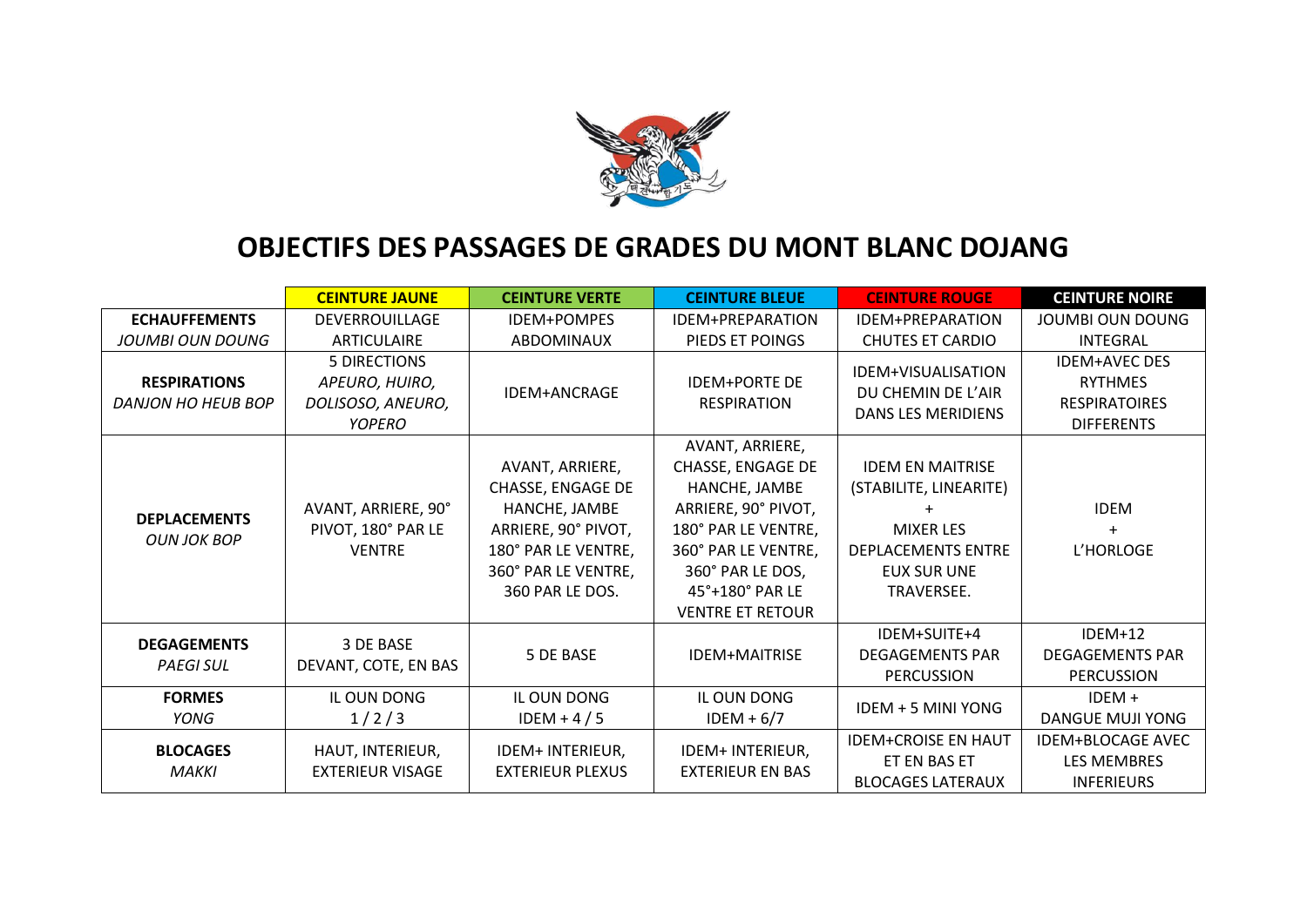# OBJECTIFS DES PASSAGES DE GRADES DU MONT BLANC DOJANG

| | CEINTURE JAUNE | CEINTURE VERTE | CEINTURE BLEUE | CEINTURE ROUGE | CEINTURE NOIRE |
|---|---|---|---|---|---|
| **ECHAUFFEMENTS** *JOUMBI OUN DOUNG* | DEVERROUILLAGE ARTICULAIRE | IDEM+POMPES ABDOMINAUX | IDEM+PREPARATION PIEDS ET POINGS | IDEM+PREPARATION CHUTES ET CARDIO | JOUMBI OUN DOUNG INTEGRAL |
| **RESPIRATIONS** *DANJON HO HEUB BOP* | 5 DIRECTIONS *APEURO, HUIRO, DOLISOSO, ANEURO, YOPERO* | IDEM+ANCRAGE | IDEM+PORTE DE RESPIRATION | IDEM+VISUALISATION DU CHEMIN DE L'AIR DANS LES MERIDIENS | IDEM+AVEC DES RYTHMES RESPIRATOIRES DIFFERENTS |
| **DEPLACEMENTS** *OUN JOK BOP* | AVANT, ARRIERE, 90° PIVOT, 180° PAR LE VENTRE | AVANT, ARRIERE, CHASSE, ENGAGE DE HANCHE, JAMBE ARRIERE, 90° PIVOT, 180° PAR LE VENTRE, 360° PAR LE VENTRE, 360 PAR LE DOS. | AVANT, ARRIERE, CHASSE, ENGAGE DE HANCHE, JAMBE ARRIERE, 90° PIVOT, 180° PAR LE VENTRE, 360° PAR LE VENTRE, 360° PAR LE DOS, 45°+180° PAR LE VENTRE ET RETOUR | IDEM EN MAITRISE (STABILITE, LINEARITE) + MIXER LES DEPLACEMENTS ENTRE EUX SUR UNE TRAVERSEE. | IDEM + L'HORLOGE |
| **DEGAGEMENTS** *PAEGI SUL* | 3 DE BASE DEVANT, COTE, EN BAS | 5 DE BASE | IDEM+MAITRISE | IDEM+SUITE+4 DEGAGEMENTS PAR PERCUSSION | IDEM+12 DEGAGEMENTS PAR PERCUSSION |
| **FORMES** *YONG* | IL OUN DONG 1 / 2 / 3 | IL OUN DONG IDEM + 4 / 5 | IL OUN DONG IDEM + 6/7 | IDEM + 5 MINI YONG | IDEM + DANGUE MUJI YONG |
| **BLOCAGES** *MAKKI* | HAUT, INTERIEUR, EXTERIEUR VISAGE | IDEM+ INTERIEUR, EXTERIEUR PLEXUS | IDEM+ INTERIEUR, EXTERIEUR EN BAS | IDEM+CROISE EN HAUT ET EN BAS ET BLOCAGES LATERAUX | IDEM+BLOCAGE AVEC LES MEMBRES INFERIEURS |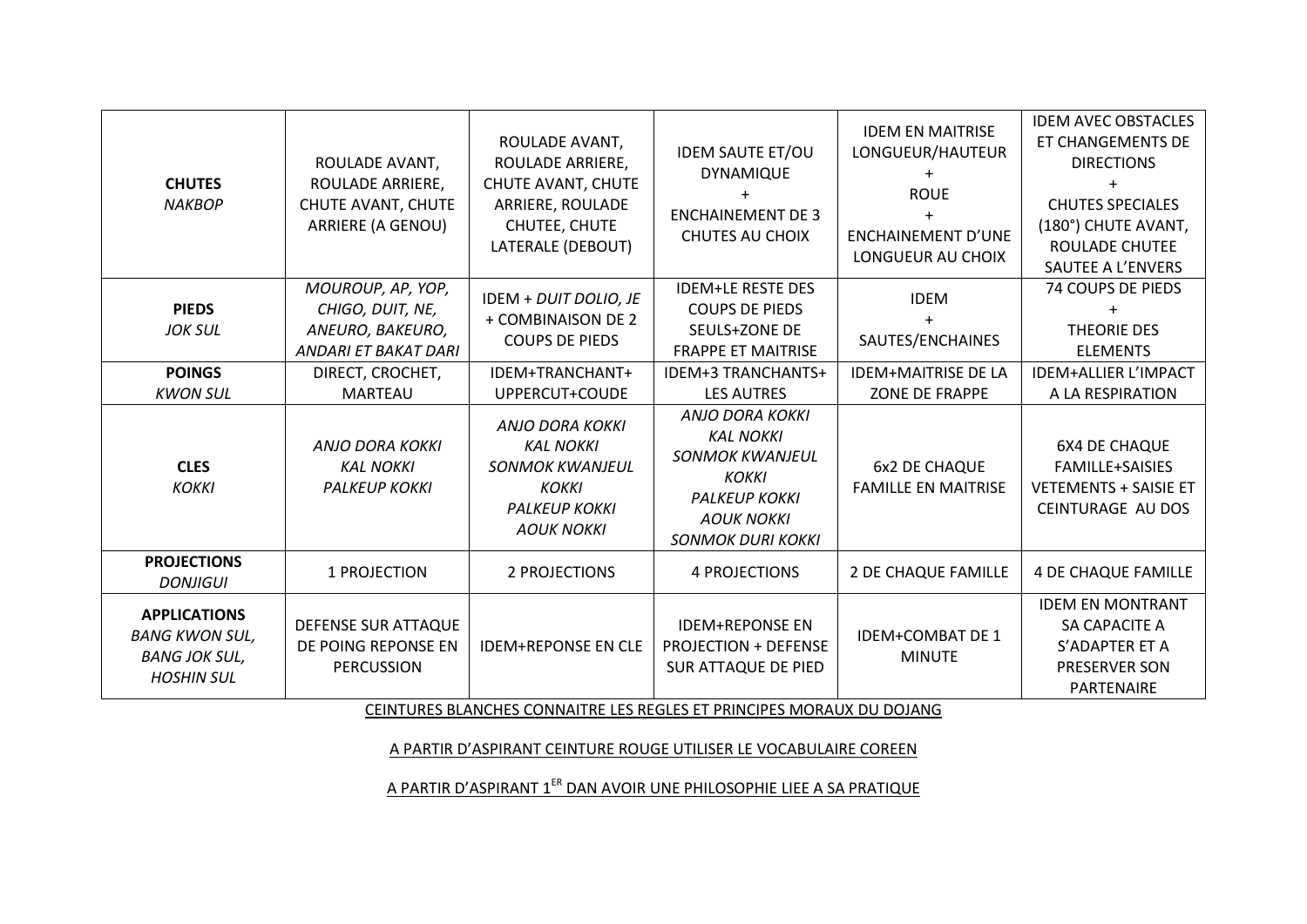| | | | | | |
|---|---|---|---|---|---|
| **CHUTES** *NAKBOP* | ROULADE AVANT, ROULADE ARRIERE, CHUTE AVANT, CHUTE ARRIERE (A GENOU) | ROULADE AVANT, ROULADE ARRIERE, CHUTE AVANT, CHUTE ARRIERE, ROULADE CHUTEE, CHUTE LATERALE (DEBOUT) | IDEM SAUTE ET/OU DYNAMIQUE + ENCHAINEMENT DE 3 CHUTES AU CHOIX | IDEM EN MAITRISE LONGUEUR/HAUTEUR + ROUE + ENCHAINEMENT D'UNE LONGUEUR AU CHOIX | IDEM AVEC OBSTACLES ET CHANGEMENTS DE DIRECTIONS + CHUTES SPECIALES (180°) CHUTE AVANT, ROULADE CHUTEE SAUTEE A L'ENVERS |
| **PIEDS** *JOK SUL* | *MOUROUP, AP, YOP, CHIGO, DUIT, NE, ANEURO, BAKEURO, ANDARI ET BAKAT DARI* | IDEM + *DUIT DOLIO, JE* + COMBINAISON DE 2 COUPS DE PIEDS | IDEM+LE RESTE DES COUPS DE PIEDS SEULS+ZONE DE FRAPPE ET MAITRISE | IDEM + SAUTES/ENCHAINES | 74 COUPS DE PIEDS + THEORIE DES ELEMENTS |
| **POINGS** *KWON SUL* | DIRECT, CROCHET, MARTEAU | IDEM+TRANCHANT+ UPPERCUT+COUDE | IDEM+3 TRANCHANTS+ LES AUTRES | IDEM+MAITRISE DE LA ZONE DE FRAPPE | IDEM+ALLIER L'IMPACT A LA RESPIRATION |
| **CLES** *KOKKI* | *ANJO DORA KOKKI KAL NOKKI PALKEUP KOKKI* | *ANJO DORA KOKKI KAL NOKKI SONMOK KWANJEUL KOKKI PALKEUP KOKKI AOUK NOKKI* | *ANJO DORA KOKKI KAL NOKKI SONMOK KWANJEUL KOKKI PALKEUP KOKKI AOUK NOKKI SONMOK DURI KOKKI* | 6x2 DE CHAQUE FAMILLE EN MAITRISE | 6X4 DE CHAQUE FAMILLE+SAISIES VETEMENTS + SAISIE ET CEINTURAGE AU DOS |
| **PROJECTIONS** *DONJIGUI* | 1 PROJECTION | 2 PROJECTIONS | 4 PROJECTIONS | 2 DE CHAQUE FAMILLE | 4 DE CHAQUE FAMILLE |
| **APPLICATIONS** *BANG KWON SUL, BANG JOK SUL, HOSHIN SUL* | DEFENSE SUR ATTAQUE DE POING REPONSE EN PERCUSSION | IDEM+REPONSE EN CLE | IDEM+REPONSE EN PROJECTION + DEFENSE SUR ATTAQUE DE PIED | IDEM+COMBAT DE 1 MINUTE | IDEM EN MONTRANT SA CAPACITE A S'ADAPTER ET A PRESERVER SON PARTENAIRE |

CEINTURES BLANCHES CONNAITRE LES REGLES ET PRINCIPES MORAUX DU DOJANG

A PARTIR D'ASPIRANT CEINTURE ROUGE UTILISER LE VOCABULAIRE COREEN

A PARTIR D'ASPIRANT 1ER DAN AVOIR UNE PHILOSOPHIE LIEE A SA PRATIQUE